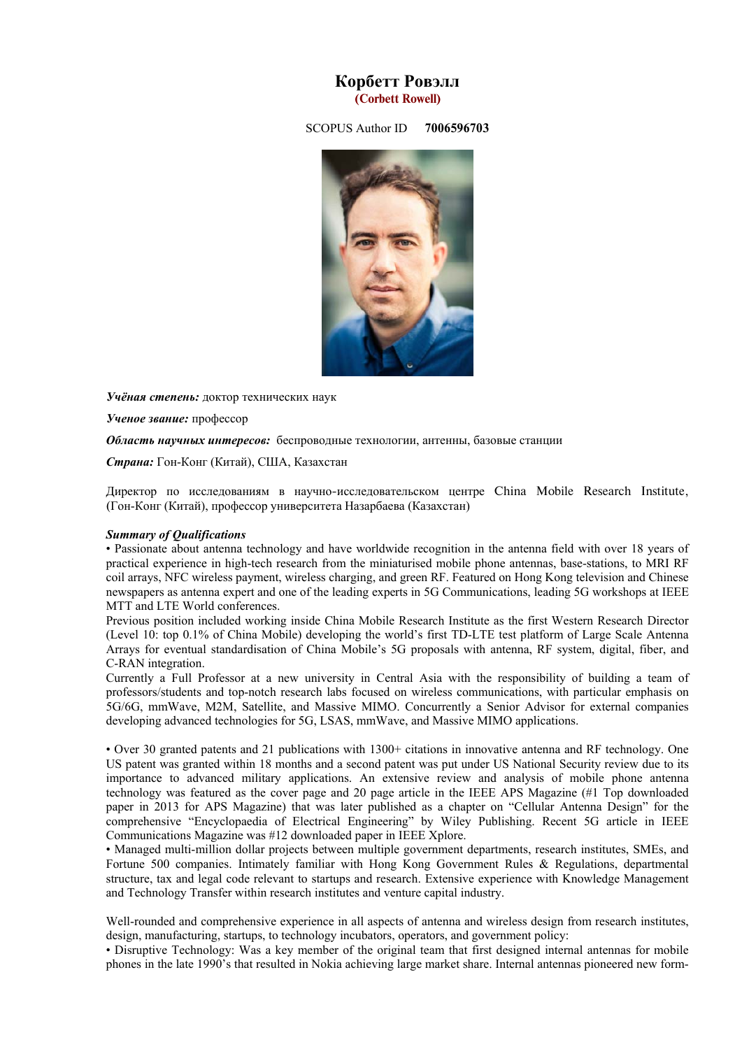# Корбетт Ровэлл

**(Corbett Rowell)**

SCOPUS Author ID **7006596703**

***Учёная степень:*** доктор технических наук

***Ученое звание:*** профессор

***Область научных интересов:*** беспроводные технологии, антенны, базовые станции

***Страна:*** Гон-Конг (Китай), США, Казахстан

Директор по исследованиям в научно-исследовательском центре China Mobile Research Institute, (Гон-Конг (Китай), профессор университета Назарбаева (Казахстан)

***Summary of Qualifications***

• Passionate about antenna technology and have worldwide recognition in the antenna field with over 18 years of practical experience in high-tech research from the miniaturised mobile phone antennas, base-stations, to MRI RF coil arrays, NFC wireless payment, wireless charging, and green RF. Featured on Hong Kong television and Chinese newspapers as antenna expert and one of the leading experts in 5G Communications, leading 5G workshops at IEEE MTT and LTE World conferences.

Previous position included working inside China Mobile Research Institute as the first Western Research Director (Level 10: top 0.1% of China Mobile) developing the world's first TD-LTE test platform of Large Scale Antenna Arrays for eventual standardisation of China Mobile's 5G proposals with antenna, RF system, digital, fiber, and C-RAN integration.

Currently a Full Professor at a new university in Central Asia with the responsibility of building a team of professors/students and top-notch research labs focused on wireless communications, with particular emphasis on 5G/6G, mmWave, M2M, Satellite, and Massive MIMO. Concurrently a Senior Advisor for external companies developing advanced technologies for 5G, LSAS, mmWave, and Massive MIMO applications.

• Over 30 granted patents and 21 publications with 1300+ citations in innovative antenna and RF technology. One US patent was granted within 18 months and a second patent was put under US National Security review due to its importance to advanced military applications. An extensive review and analysis of mobile phone antenna technology was featured as the cover page and 20 page article in the IEEE APS Magazine (#1 Top downloaded paper in 2013 for APS Magazine) that was later published as a chapter on "Cellular Antenna Design" for the comprehensive "Encyclopaedia of Electrical Engineering" by Wiley Publishing. Recent 5G article in IEEE Communications Magazine was #12 downloaded paper in IEEE Xplore.

• Managed multi-million dollar projects between multiple government departments, research institutes, SMEs, and Fortune 500 companies. Intimately familiar with Hong Kong Government Rules & Regulations, departmental structure, tax and legal code relevant to startups and research. Extensive experience with Knowledge Management and Technology Transfer within research institutes and venture capital industry.

Well-rounded and comprehensive experience in all aspects of antenna and wireless design from research institutes, design, manufacturing, startups, to technology incubators, operators, and government policy:

• Disruptive Technology: Was a key member of the original team that first designed internal antennas for mobile phones in the late 1990's that resulted in Nokia achieving large market share. Internal antennas pioneered new form-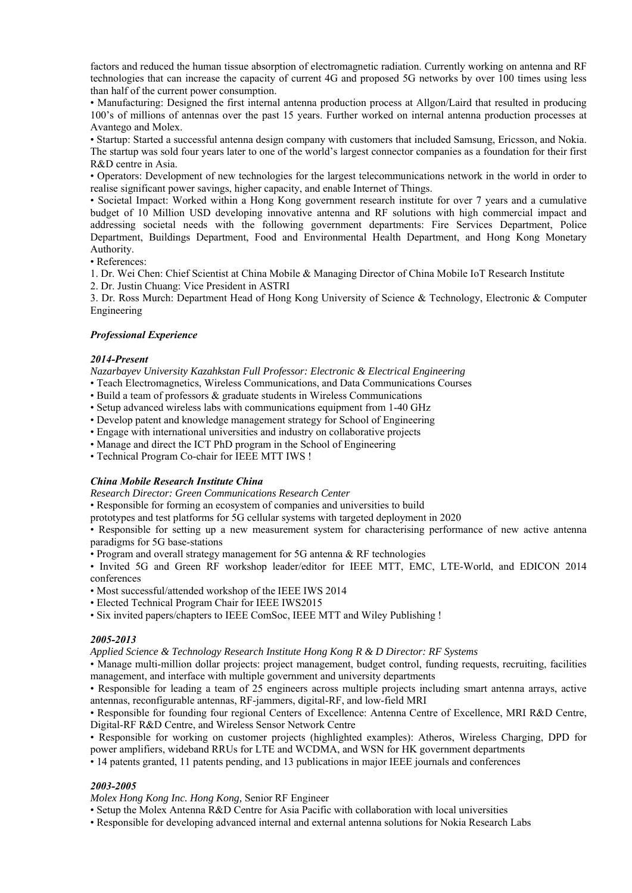factors and reduced the human tissue absorption of electromagnetic radiation. Currently working on antenna and RF technologies that can increase the capacity of current 4G and proposed 5G networks by over 100 times using less than half of the current power consumption.

• Manufacturing: Designed the first internal antenna production process at Allgon/Laird that resulted in producing 100's of millions of antennas over the past 15 years. Further worked on internal antenna production processes at Avantego and Molex.

• Startup: Started a successful antenna design company with customers that included Samsung, Ericsson, and Nokia. The startup was sold four years later to one of the world's largest connector companies as a foundation for their first R&D centre in Asia.

• Operators: Development of new technologies for the largest telecommunications network in the world in order to realise significant power savings, higher capacity, and enable Internet of Things.

• Societal Impact: Worked within a Hong Kong government research institute for over 7 years and a cumulative budget of 10 Million USD developing innovative antenna and RF solutions with high commercial impact and addressing societal needs with the following government departments: Fire Services Department, Police Department, Buildings Department, Food and Environmental Health Department, and Hong Kong Monetary Authority.

• References:

1. Dr. Wei Chen: Chief Scientist at China Mobile & Managing Director of China Mobile IoT Research Institute
2. Dr. Justin Chuang: Vice President in ASTRI
3. Dr. Ross Murch: Department Head of Hong Kong University of Science & Technology, Electronic & Computer Engineering

### *Professional Experience*

#### *2014-Present*

*Nazarbayev University Kazahkstan Full Professor: Electronic & Electrical Engineering*

• Teach Electromagnetics, Wireless Communications, and Data Communications Courses
• Build a team of professors & graduate students in Wireless Communications
• Setup advanced wireless labs with communications equipment from 1-40 GHz
• Develop patent and knowledge management strategy for School of Engineering
• Engage with international universities and industry on collaborative projects
• Manage and direct the ICT PhD program in the School of Engineering
• Technical Program Co-chair for IEEE MTT IWS !

#### *China Mobile Research Institute China*

*Research Director: Green Communications Research Center*

• Responsible for forming an ecosystem of companies and universities to build prototypes and test platforms for 5G cellular systems with targeted deployment in 2020
• Responsible for setting up a new measurement system for characterising performance of new active antenna paradigms for 5G base-stations
• Program and overall strategy management for 5G antenna & RF technologies
• Invited 5G and Green RF workshop leader/editor for IEEE MTT, EMC, LTE-World, and EDICON 2014 conferences
• Most successful/attended workshop of the IEEE IWS 2014
• Elected Technical Program Chair for IEEE IWS2015
• Six invited papers/chapters to IEEE ComSoc, IEEE MTT and Wiley Publishing !

#### *2005-2013*

*Applied Science & Technology Research Institute Hong Kong R & D Director: RF Systems*

• Manage multi-million dollar projects: project management, budget control, funding requests, recruiting, facilities management, and interface with multiple government and university departments
• Responsible for leading a team of 25 engineers across multiple projects including smart antenna arrays, active antennas, reconfigurable antennas, RF-jammers, digital-RF, and low-field MRI
• Responsible for founding four regional Centers of Excellence: Antenna Centre of Excellence, MRI R&D Centre, Digital-RF R&D Centre, and Wireless Sensor Network Centre
• Responsible for working on customer projects (highlighted examples): Atheros, Wireless Charging, DPD for power amplifiers, wideband RRUs for LTE and WCDMA, and WSN for HK government departments
• 14 patents granted, 11 patents pending, and 13 publications in major IEEE journals and conferences

#### *2003-2005*

*Molex Hong Kong Inc. Hong Kong,* Senior RF Engineer

• Setup the Molex Antenna R&D Centre for Asia Pacific with collaboration with local universities
• Responsible for developing advanced internal and external antenna solutions for Nokia Research Labs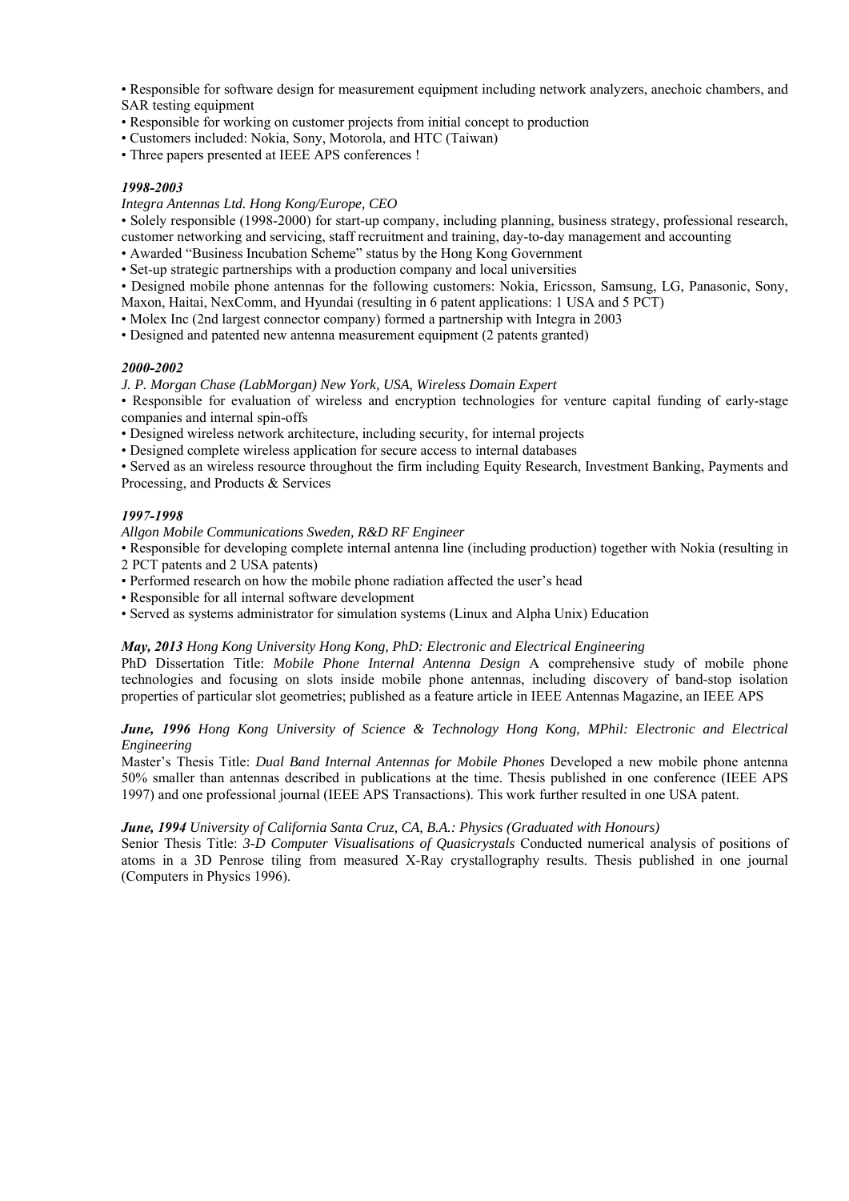• Responsible for software design for measurement equipment including network analyzers, anechoic chambers, and SAR testing equipment
• Responsible for working on customer projects from initial concept to production
• Customers included: Nokia, Sony, Motorola, and HTC (Taiwan)
• Three papers presented at IEEE APS conferences !

***1998-2003***

*Integra Antennas Ltd. Hong Kong/Europe, CEO*

• Solely responsible (1998-2000) for start-up company, including planning, business strategy, professional research, customer networking and servicing, staff recruitment and training, day-to-day management and accounting
• Awarded "Business Incubation Scheme" status by the Hong Kong Government
• Set-up strategic partnerships with a production company and local universities
• Designed mobile phone antennas for the following customers: Nokia, Ericsson, Samsung, LG, Panasonic, Sony, Maxon, Haitai, NexComm, and Hyundai (resulting in 6 patent applications: 1 USA and 5 PCT)
• Molex Inc (2nd largest connector company) formed a partnership with Integra in 2003
• Designed and patented new antenna measurement equipment (2 patents granted)

***2000-2002***

*J. P. Morgan Chase (LabMorgan) New York, USA, Wireless Domain Expert*

• Responsible for evaluation of wireless and encryption technologies for venture capital funding of early-stage companies and internal spin-offs
• Designed wireless network architecture, including security, for internal projects
• Designed complete wireless application for secure access to internal databases
• Served as an wireless resource throughout the firm including Equity Research, Investment Banking, Payments and Processing, and Products & Services

***1997-1998***

*Allgon Mobile Communications Sweden, R&D RF Engineer*

• Responsible for developing complete internal antenna line (including production) together with Nokia (resulting in 2 PCT patents and 2 USA patents)
• Performed research on how the mobile phone radiation affected the user's head
• Responsible for all internal software development
• Served as systems administrator for simulation systems (Linux and Alpha Unix) Education

***May, 2013** Hong Kong University Hong Kong, PhD: Electronic and Electrical Engineering*

PhD Dissertation Title: *Mobile Phone Internal Antenna Design* A comprehensive study of mobile phone technologies and focusing on slots inside mobile phone antennas, including discovery of band-stop isolation properties of particular slot geometries; published as a feature article in IEEE Antennas Magazine, an IEEE APS

***June, 1996** Hong Kong University of Science & Technology Hong Kong, MPhil: Electronic and Electrical Engineering*

Master's Thesis Title: *Dual Band Internal Antennas for Mobile Phones* Developed a new mobile phone antenna 50% smaller than antennas described in publications at the time. Thesis published in one conference (IEEE APS 1997) and one professional journal (IEEE APS Transactions). This work further resulted in one USA patent.

***June, 1994** University of California Santa Cruz, CA, B.A.: Physics (Graduated with Honours)*

Senior Thesis Title: *3-D Computer Visualisations of Quasicrystals* Conducted numerical analysis of positions of atoms in a 3D Penrose tiling from measured X-Ray crystallography results. Thesis published in one journal (Computers in Physics 1996).